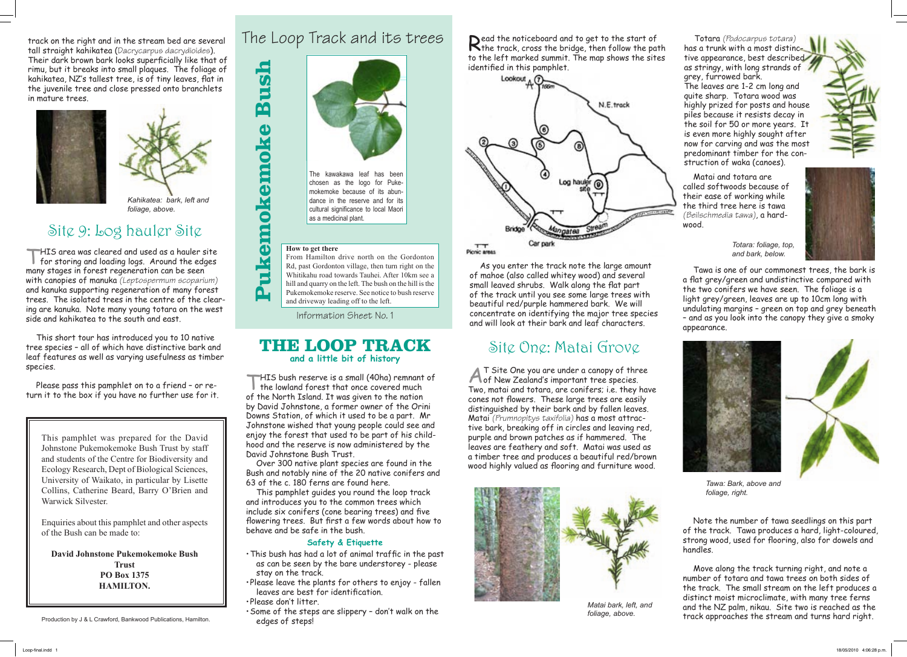track on the right and in the stream bed are several tall straight kahikatea (*Dacrycarpus dacrydioides*). Their dark brown bark looks superficially like that of rimu, but it breaks into small plaques. The foliage of kahikatea, NZ's tallest tree, is of tiny leaves, flat in the juvenile tree and close pressed onto branchlets in mature trees.

*Kahikatea: bark, left and foliage, above.*

## Site 9: Log hauler Site

THIS area was cleared and used as a hauler site for storing and loading logs. Around the edges many stages in forest regeneration can be seen with canopies of manuka (*Leptospermum scoparium*) and kanuka supporting regeneration of many forest trees. The isolated trees in the centre of the clearing are kanuka. Note many young totara on the west side and kahikatea to the south and east.

This short tour has introduced you to 10 native tree species – all of which have distinctive bark and leaf features as well as varying usefulness as timber species.

Please pass this pamphlet on to a friend – or return it to the box if you have no further use for it.

This pamphlet was prepared for the David Johnstone Pukemokemoke Bush Trust by staff and students of the Centre for Biodiversity and Ecology Research, Dept of Biological Sciences, University of Waikato, in particular by Lisette Collins, Catherine Beard, Barry O'Brien and Warwick Silvester.

Enquiries about this pamphlet and other aspects of the Bush can be made to:

**David Johnstone Pukemokemoke Bush Trust**
**PO Box 1375**
**HAMILTON.**

Production by J & L Crawford, Bankwood Publications, Hamilton.

# The Loop Track and its trees

# Pukemokemoke Bush

The kawakawa leaf has been chosen as the logo for Pukemokemoke because of its abundance in the reserve and for its cultural significance to local Maori as a medicinal plant.

**How to get there**

From Hamilton drive north on the Gordonton Rd, past Gordonton village, then turn right on the Whitikahu road towards Tauhei. After 10km see a hill and quarry on the left. The bush on the hill is the Pukemokemoke reserve. See notice to bush reserve and driveway leading off to the left.

Information Sheet No. 1

## THE LOOP TRACK
### and a little bit of history

THIS bush reserve is a small (40ha) remnant of the lowland forest that once covered much of the North Island. It was given to the nation by David Johnstone, a former owner of the Orini Downs Station, of which it used to be a part. Mr Johnstone wished that young people could see and enjoy the forest that used to be part of his childhood and the reserve is now administered by the David Johnstone Bush Trust.

Over 300 native plant species are found in the Bush and notably nine of the 20 native conifers and 63 of the c. 180 ferns are found here.

This pamphlet guides you round the loop track and introduces you to the common trees which include six conifers (cone bearing trees) and five flowering trees. But first a few words about how to behave and be safe in the bush.

**Safety & Etiquette**

- This bush has had a lot of animal traffic in the past as can be seen by the bare understorey - please stay on the track.
- Please leave the plants for others to enjoy - fallen leaves are best for identification.
- Please don't litter.
- Some of the steps are slippery – don't walk on the edges of steps!

Read the noticeboard and to get to the start of the track, cross the bridge, then follow the path to the left marked summit. The map shows the sites identified in this pamphlet.

Lookout 7 186m · N.E.track · 1 · 2 · 3 · 4 · 5 · 6 · 8 · Log hauler site 9 · Bridge · Mangatea Stream · Car park · Picnic areas

As you enter the track note the large amount of mahoe (also called whitey wood) and several small leaved shrubs. Walk along the flat part of the track until you see some large trees with beautiful red/purple hammered bark. We will concentrate on identifying the major tree species and will look at their bark and leaf characters.

## Site One: Matai Grove

AT Site One you are under a canopy of three of New Zealand's important tree species. Two, matai and totara, are conifers; i.e. they have cones not flowers. These large trees are easily distinguished by their bark and by fallen leaves. Matai (*Prumnopitys taxifolia*) has a most attractive bark, breaking off in circles and leaving red, purple and brown patches as if hammered. The leaves are feathery and soft. Matai was used as a timber tree and produces a beautiful red/brown wood highly valued as flooring and furniture wood.

*Matai bark, left, and foliage, above.*

Totara (*Podocarpus totara*) has a trunk with a most distinctive appearance, best described as stringy, with long strands of grey, furrowed bark. The leaves are 1-2 cm long and quite sharp. Totara wood was highly prized for posts and house piles because it resists decay in the soil for 50 or more years. It is even more highly sought after now for carving and was the most predominant timber for the construction of waka (canoes).

Matai and totara are called softwoods because of their ease of working while the third tree here is tawa (*Beilschmedia tawa*), a hardwood.

*Totara: foliage, top, and bark, below.*

Tawa is one of our commonest trees, the bark is a flat grey/green and undistinctive compared with the two conifers we have seen. The foliage is a light grey/green, leaves are up to 10cm long with undulating margins – green on top and grey beneath – and as you look into the canopy they give a smoky appearance.

*Tawa: Bark, above and foliage, right.*

Note the number of tawa seedlings on this part of the track. Tawa produces a hard, light-coloured, strong wood, used for flooring, also for dowels and handles.

Move along the track turning right, and note a number of totara and tawa trees on both sides of the track. The small stream on the left produces a distinct moist microclimate, with many tree ferns and the NZ palm, nikau. Site two is reached as the track approaches the stream and turns hard right.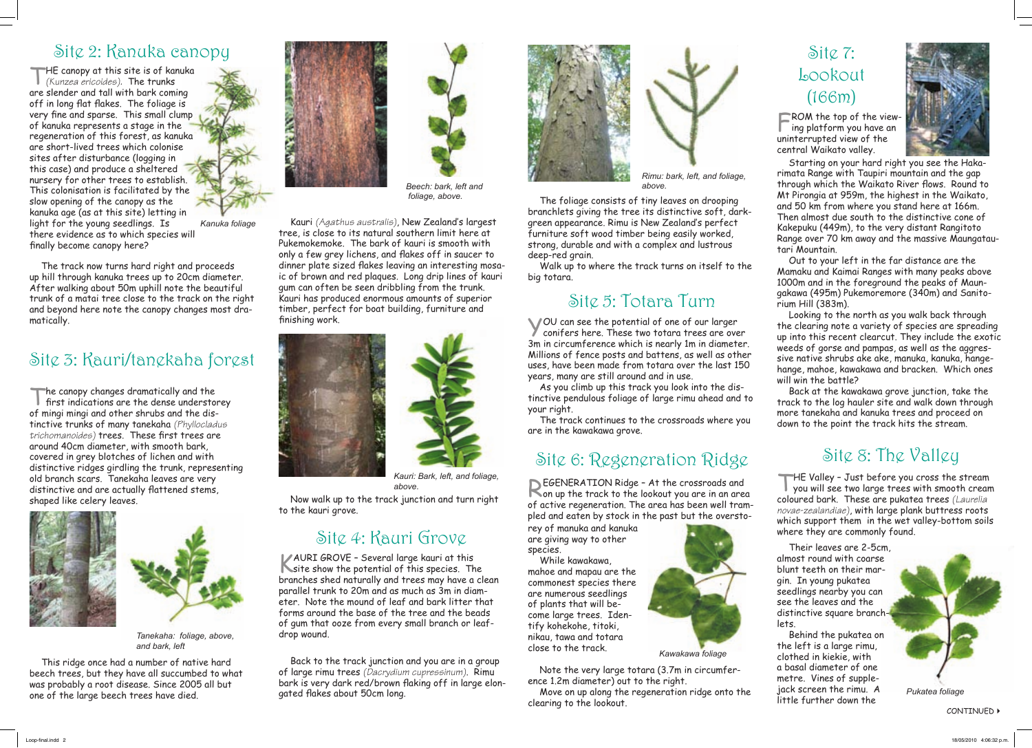## Site 2: Kanuka canopy

THE canopy at this site is of kanuka (*Kunzea ericoides*). The trunks are slender and tall with bark coming off in long flat flakes. The foliage is very fine and sparse. This small clump of kanuka represents a stage in the regeneration of this forest, as kanuka are short-lived trees which colonise sites after disturbance (logging in this case) and produce a sheltered nursery for other trees to establish. This colonisation is facilitated by the slow opening of the canopy as the kanuka age (as at this site) letting in light for the young seedlings. Is there evidence as to which species will finally become canopy here?

Kanuka foliage

The track now turns hard right and proceeds up hill through kanuka trees up to 20cm diameter. After walking about 50m uphill note the beautiful trunk of a matai tree close to the track on the right and beyond here note the canopy changes most dramatically.

## Site 3: Kauri/tanekaha forest

The canopy changes dramatically and the first indications are the dense understorey of mingi mingi and other shrubs and the distinctive trunks of many tanekaha (*Phyllocladus trichomanoides*) trees. These first trees are around 40cm diameter, with smooth bark, covered in grey blotches of lichen and with distinctive ridges girdling the trunk, representing old branch scars. Tanekaha leaves are very distinctive and are actually flattened stems, shaped like celery leaves.

Tanekaha: foliage, above, and bark, left

This ridge once had a number of native hard beech trees, but they have all succumbed to what was probably a root disease. Since 2005 all but one of the large beech trees have died.

Beech: bark, left and foliage, above.

Kauri (*Agathus australis*), New Zealand's largest tree, is close to its natural southern limit here at Pukemokemoke. The bark of kauri is smooth with only a few grey lichens, and flakes off in saucer to dinner plate sized flakes leaving an interesting mosaic of brown and red plaques. Long drip lines of kauri gum can often be seen dribbling from the trunk. Kauri has produced enormous amounts of superior timber, perfect for boat building, furniture and finishing work.

Kauri: Bark, left, and foliage, above.

Now walk up to the track junction and turn right to the kauri grove.

## Site 4: Kauri Grove

KAURI GROVE – Several large kauri at this site show the potential of this species. The branches shed naturally and trees may have a clean parallel trunk to 20m and as much as 3m in diameter. Note the mound of leaf and bark litter that forms around the base of the tree and the beads of gum that ooze from every small branch or leaf-drop wound.

Back to the track junction and you are in a group of large rimu trees (*Dacrydium cupressinum*). Rimu bark is very dark red/brown flaking off in large elongated flakes about 50cm long.

Rimu: bark, left, and foliage, above.

The foliage consists of tiny leaves on drooping branchlets giving the tree its distinctive soft, dark-green appearance. Rimu is New Zealand's perfect furniture soft wood timber being easily worked, strong, durable and with a complex and lustrous deep-red grain.

Walk up to where the track turns on itself to the big totara.

## Site 5: Totara Turn

YOU can see the potential of one of our larger conifers here. These two totara trees are over 3m in circumference which is nearly 1m in diameter. Millions of fence posts and battens, as well as other uses, have been made from totara over the last 150 years, many are still around and in use.

As you climb up this track you look into the distinctive pendulous foliage of large rimu ahead and to your right.

The track continues to the crossroads where you are in the kawakawa grove.

## Site 6: Regeneration Ridge

REGENERATION Ridge – At the crossroads and on up the track to the lookout you are in an area of active regeneration. The area has been well trampled and eaten by stock in the past but the overstorey of manuka and kanuka are giving way to other species.

While kawakawa, mahoe and mapau are the commonest species there are numerous seedlings of plants that will become large trees. Identify kohekohe, titoki, nikau, tawa and totara close to the track.

Kawakawa foliage

Note the very large totara (3.7m in circumference 1.2m diameter) out to the right.

Move on up along the regeneration ridge onto the clearing to the lookout.

## Site 7: Lookout (166m)

FROM the top of the viewing platform you have an uninterrupted view of the central Waikato valley.

Starting on your hard right you see the Hakarimata Range with Taupiri mountain and the gap through which the Waikato River flows. Round to Mt Pirongia at 959m, the highest in the Waikato, and 50 km from where you stand here at 166m. Then almost due south to the distinctive cone of Kakepuku (449m), to the very distant Rangitoto Range over 70 km away and the massive Maungatautari Mountain.

Out to your left in the far distance are the Mamaku and Kaimai Ranges with many peaks above 1000m and in the foreground the peaks of Maungakawa (495m) Pukemoremore (340m) and Sanitorium Hill (383m).

Looking to the north as you walk back through the clearing note a variety of species are spreading up into this recent clearcut. They include the exotic weeds of gorse and pampas, as well as the aggressive native shrubs ake ake, manuka, kanuka, hangehange, mahoe, kawakawa and bracken. Which ones will win the battle?

Back at the kawakawa grove junction, take the track to the log hauler site and walk down through more tanekaha and kanuka trees and proceed on down to the point the track hits the stream.

## Site 8: The Valley

THE Valley – Just before you cross the stream you will see two large trees with smooth cream coloured bark. These are pukatea trees (*Laurelia novae-zealandiae*), with large plank buttress roots which support them in the wet valley-bottom soils where they are commonly found.

Their leaves are 2-5cm, almost round with coarse blunt teeth on their margin. In young pukatea seedlings nearby you can see the leaves and the distinctive square branchlets.

Behind the pukatea on the left is a large rimu, clothed in kiekie, with a basal diameter of one metre. Vines of supplejack screen the rimu. A little further down the

Pukatea foliage

CONTINUED ▸